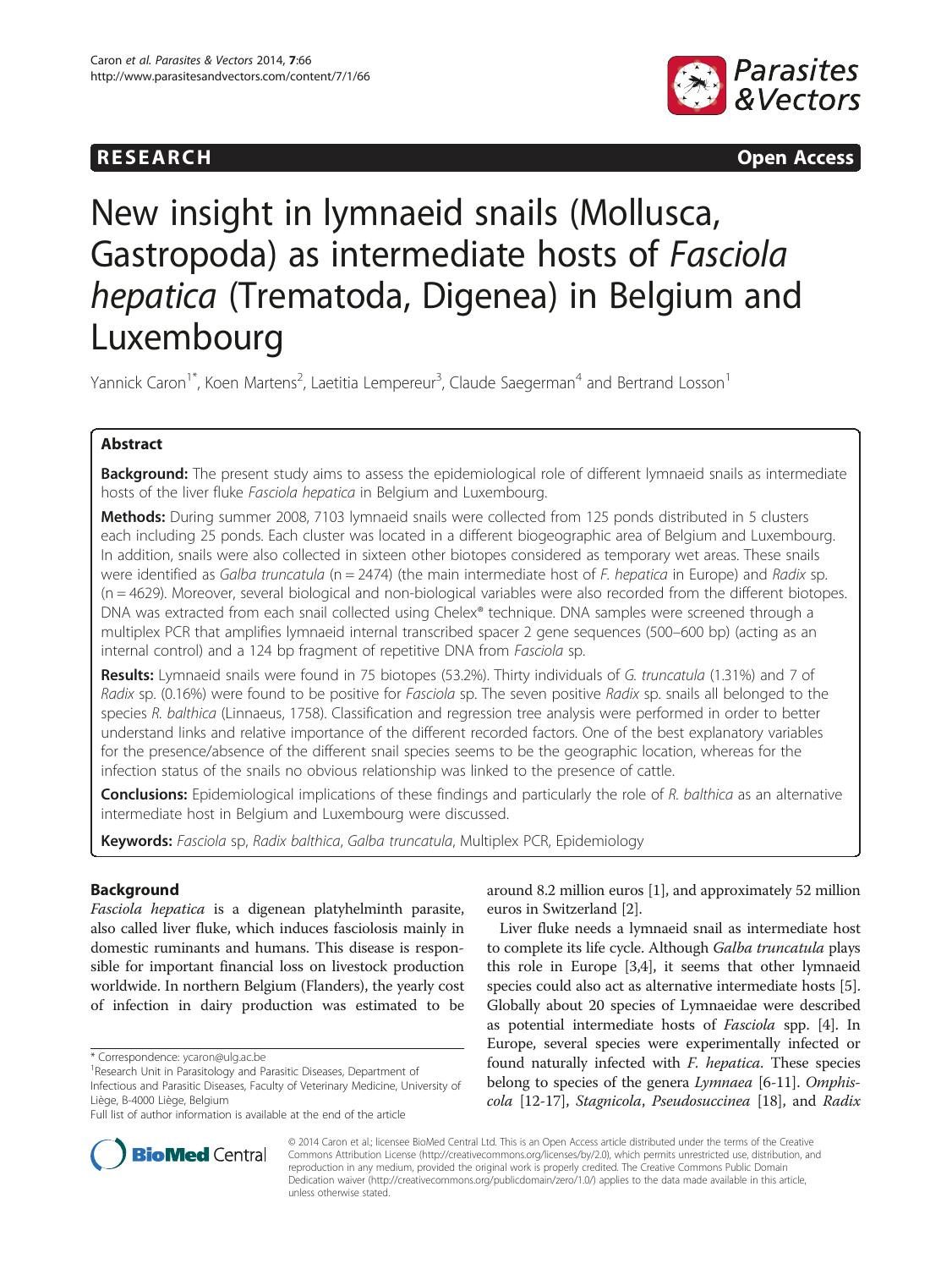RESEARCH Open Access

# New insight in lymnaeid snails (Mollusca, Gastropoda) as intermediate hosts of *Fasciola hepatica* (Trematoda, Digenea) in Belgium and Luxembourg

Yannick Caron[1*], Koen Martens[2], Laetitia Lempereur[3], Claude Saegerman[4] and Bertrand Losson[1]

## Abstract

**Background:** The present study aims to assess the epidemiological role of different lymnaeid snails as intermediate hosts of the liver fluke *Fasciola hepatica* in Belgium and Luxembourg.

**Methods:** During summer 2008, 7103 lymnaeid snails were collected from 125 ponds distributed in 5 clusters each including 25 ponds. Each cluster was located in a different biogeographic area of Belgium and Luxembourg. In addition, snails were also collected in sixteen other biotopes considered as temporary wet areas. These snails were identified as *Galba truncatula* (n = 2474) (the main intermediate host of *F. hepatica* in Europe) and *Radix* sp. (n = 4629). Moreover, several biological and non-biological variables were also recorded from the different biotopes. DNA was extracted from each snail collected using Chelex® technique. DNA samples were screened through a multiplex PCR that amplifies lymnaeid internal transcribed spacer 2 gene sequences (500–600 bp) (acting as an internal control) and a 124 bp fragment of repetitive DNA from *Fasciola* sp.

**Results:** Lymnaeid snails were found in 75 biotopes (53.2%). Thirty individuals of *G. truncatula* (1.31%) and 7 of *Radix* sp. (0.16%) were found to be positive for *Fasciola* sp. The seven positive *Radix* sp. snails all belonged to the species *R. balthica* (Linnaeus, 1758). Classification and regression tree analysis were performed in order to better understand links and relative importance of the different recorded factors. One of the best explanatory variables for the presence/absence of the different snail species seems to be the geographic location, whereas for the infection status of the snails no obvious relationship was linked to the presence of cattle.

**Conclusions:** Epidemiological implications of these findings and particularly the role of *R. balthica* as an alternative intermediate host in Belgium and Luxembourg were discussed.

**Keywords:** *Fasciola* sp, *Radix balthica*, *Galba truncatula*, Multiplex PCR, Epidemiology

## Background

*Fasciola hepatica* is a digenean platyhelminth parasite, also called liver fluke, which induces fasciolosis mainly in domestic ruminants and humans. This disease is responsible for important financial loss on livestock production worldwide. In northern Belgium (Flanders), the yearly cost of infection in dairy production was estimated to be around 8.2 million euros [1], and approximately 52 million euros in Switzerland [2].

Liver fluke needs a lymnaeid snail as intermediate host to complete its life cycle. Although *Galba truncatula* plays this role in Europe [3,4], it seems that other lymnaeid species could also act as alternative intermediate hosts [5]. Globally about 20 species of Lymnaeidae were described as potential intermediate hosts of *Fasciola* spp. [4]. In Europe, several species were experimentally infected or found naturally infected with *F. hepatica*. These species belong to species of the genera *Lymnaea* [6-11]. *Omphiscola* [12-17], *Stagnicola*, *Pseudosuccinea* [18], and *Radix*

\* Correspondence: ycaron@ulg.ac.be

[1]Research Unit in Parasitology and Parasitic Diseases, Department of Infectious and Parasitic Diseases, Faculty of Veterinary Medicine, University of Liège, B-4000 Liège, Belgium

Full list of author information is available at the end of the article

© 2014 Caron et al.; licensee BioMed Central Ltd. This is an Open Access article distributed under the terms of the Creative Commons Attribution License (http://creativecommons.org/licenses/by/2.0), which permits unrestricted use, distribution, and reproduction in any medium, provided the original work is properly credited. The Creative Commons Public Domain Dedication waiver (http://creativecommons.org/publicdomain/zero/1.0/) applies to the data made available in this article, unless otherwise stated.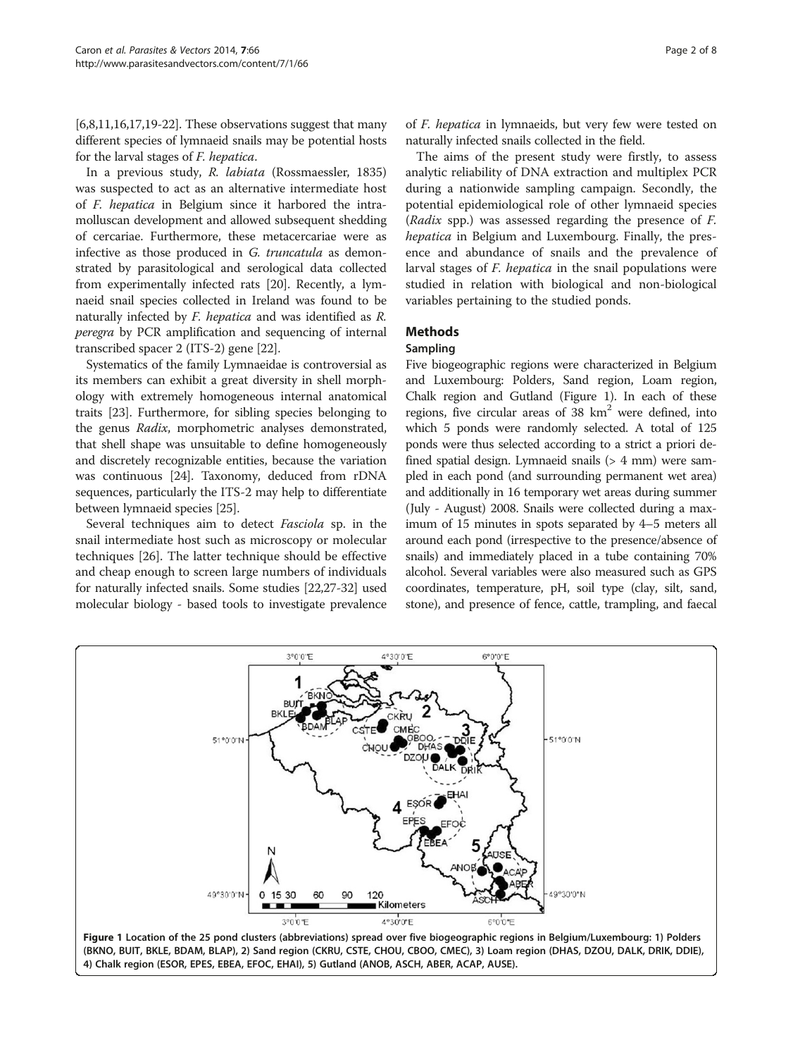[6,8,11,16,17,19-22]. These observations suggest that many different species of lymnaeid snails may be potential hosts for the larval stages of *F. hepatica*.

In a previous study, *R. labiata* (Rossmaessler, 1835) was suspected to act as an alternative intermediate host of *F. hepatica* in Belgium since it harbored the intramolluscan development and allowed subsequent shedding of cercariae. Furthermore, these metacercariae were as infective as those produced in *G. truncatula* as demonstrated by parasitological and serological data collected from experimentally infected rats [20]. Recently, a lymnaeid snail species collected in Ireland was found to be naturally infected by *F. hepatica* and was identified as *R. peregra* by PCR amplification and sequencing of internal transcribed spacer 2 (ITS-2) gene [22].

Systematics of the family Lymnaeidae is controversial as its members can exhibit a great diversity in shell morphology with extremely homogeneous internal anatomical traits [23]. Furthermore, for sibling species belonging to the genus *Radix*, morphometric analyses demonstrated, that shell shape was unsuitable to define homogeneously and discretely recognizable entities, because the variation was continuous [24]. Taxonomy, deduced from rDNA sequences, particularly the ITS-2 may help to differentiate between lymnaeid species [25].

Several techniques aim to detect *Fasciola* sp. in the snail intermediate host such as microscopy or molecular techniques [26]. The latter technique should be effective and cheap enough to screen large numbers of individuals for naturally infected snails. Some studies [22,27-32] used molecular biology - based tools to investigate prevalence of *F. hepatica* in lymnaeids, but very few were tested on naturally infected snails collected in the field.

The aims of the present study were firstly, to assess analytic reliability of DNA extraction and multiplex PCR during a nationwide sampling campaign. Secondly, the potential epidemiological role of other lymnaeid species (*Radix* spp.) was assessed regarding the presence of *F. hepatica* in Belgium and Luxembourg. Finally, the presence and abundance of snails and the prevalence of larval stages of *F. hepatica* in the snail populations were studied in relation with biological and non-biological variables pertaining to the studied ponds.

## Methods

### Sampling

Five biogeographic regions were characterized in Belgium and Luxembourg: Polders, Sand region, Loam region, Chalk region and Gutland (Figure 1). In each of these regions, five circular areas of 38 $km^2$ were defined, into which 5 ponds were randomly selected. A total of 125 ponds were thus selected according to a strict a priori defined spatial design. Lymnaeid snails (> 4 mm) were sampled in each pond (and surrounding permanent wet area) and additionally in 16 temporary wet areas during summer (July - August) 2008. Snails were collected during a maximum of 15 minutes in spots separated by 4–5 meters all around each pond (irrespective to the presence/absence of snails) and immediately placed in a tube containing 70% alcohol. Several variables were also measured such as GPS coordinates, temperature, pH, soil type (clay, silt, sand, stone), and presence of fence, cattle, trampling, and faecal

**Figure 1 Location of the 25 pond clusters (abbreviations) spread over five biogeographic regions in Belgium/Luxembourg: 1) Polders (BKNO, BUIT, BKLE, BDAM, BLAP), 2) Sand region (CKRU, CSTE, CHOU, CBOO, CMEC), 3) Loam region (DHAS, DZOU, DALK, DRIK, DDIE), 4) Chalk region (ESOR, EPES, EBEA, EFOC, EHAI), 5) Gutland (ANOB, ASCH, ABER, ACAP, AUSE).**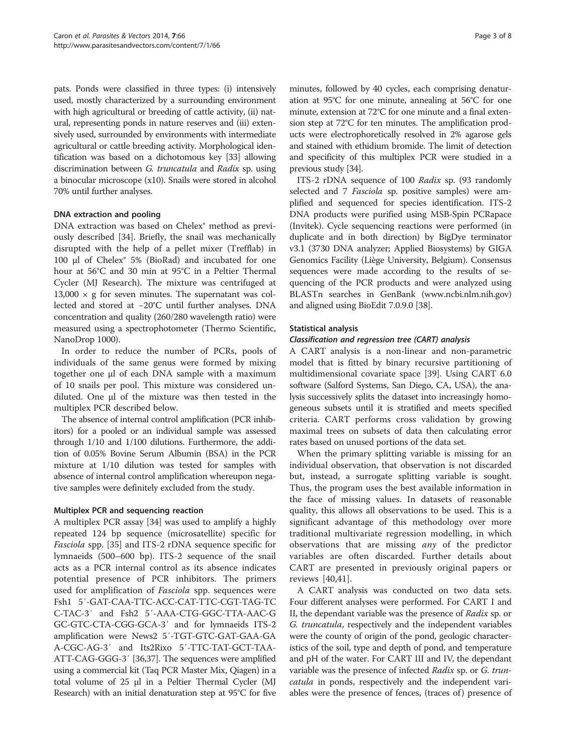pats. Ponds were classified in three types: (i) intensively used, mostly characterized by a surrounding environment with high agricultural or breeding of cattle activity, (ii) natural, representing ponds in nature reserves and (iii) extensively used, surrounded by environments with intermediate agricultural or cattle breeding activity. Morphological identification was based on a dichotomous key [33] allowing discrimination between *G. truncatula* and *Radix* sp. using a binocular microscope (x10). Snails were stored in alcohol 70% until further analyses.

### DNA extraction and pooling

DNA extraction was based on Chelex® method as previously described [34]. Briefly, the snail was mechanically disrupted with the help of a pellet mixer (Trefflab) in 100 µl of Chelex® 5% (BioRad) and incubated for one hour at 56°C and 30 min at 95°C in a Peltier Thermal Cycler (MJ Research). The mixture was centrifuged at 13,000 × g for seven minutes. The supernatant was collected and stored at −20°C until further analyses. DNA concentration and quality (260/280 wavelength ratio) were measured using a spectrophotometer (Thermo Scientific, NanoDrop 1000).

In order to reduce the number of PCRs, pools of individuals of the same genus were formed by mixing together one µl of each DNA sample with a maximum of 10 snails per pool. This mixture was considered undiluted. One µl of the mixture was then tested in the multiplex PCR described below.

The absence of internal control amplification (PCR inhibitors) for a pooled or an individual sample was assessed through 1/10 and 1/100 dilutions. Furthermore, the addition of 0.05% Bovine Serum Albumin (BSA) in the PCR mixture at 1/10 dilution was tested for samples with absence of internal control amplification whereupon negative samples were definitely excluded from the study.

### Multiplex PCR and sequencing reaction

A multiplex PCR assay [34] was used to amplify a highly repeated 124 bp sequence (microsatellite) specific for *Fasciola* spp. [35] and ITS-2 rDNA sequence specific for lymnaeids (500–600 bp). ITS-2 sequence of the snail acts as a PCR internal control as its absence indicates potential presence of PCR inhibitors. The primers used for amplification of *Fasciola* spp. sequences were Fsh1 5′-GAT-CAA-TTC-ACC-CAT-TTC-CGT-TAG-TC C-TAC-3′ and Fsh2 5′-AAA-CTG-GGC-TTA-AAC-G GC-GTC-CTA-CGG-GCA-3′ and for lymnaeids ITS-2 amplification were News2 5′-TGT-GTC-GAT-GAA-GA A-CGC-AG-3′ and Its2Rixo 5′-TTC-TAT-GCT-TAA-ATT-CAG-GGG-3′ [36,37]. The sequences were amplified using a commercial kit (Taq PCR Master Mix, Qiagen) in a total volume of 25 µl in a Peltier Thermal Cycler (MJ Research) with an initial denaturation step at 95°C for five minutes, followed by 40 cycles, each comprising denaturation at 95°C for one minute, annealing at 56°C for one minute, extension at 72°C for one minute and a final extension step at 72°C for ten minutes. The amplification products were electrophoretically resolved in 2% agarose gels and stained with ethidium bromide. The limit of detection and specificity of this multiplex PCR were studied in a previous study [34].

ITS-2 rDNA sequence of 100 *Radix* sp. (93 randomly selected and 7 *Fasciola* sp. positive samples) were amplified and sequenced for species identification. ITS-2 DNA products were purified using MSB-Spin PCRapace (Invitek). Cycle sequencing reactions were performed (in duplicate and in both direction) by BigDye terminator v3.1 (3730 DNA analyzer; Applied Biosystems) by GIGA Genomics Facility (Liège University, Belgium). Consensus sequences were made according to the results of sequencing of the PCR products and were analyzed using BLASTn searches in GenBank (www.ncbi.nlm.nih.gov) and aligned using BioEdit 7.0.9.0 [38].

### Statistical analysis

#### *Classification and regression tree (CART) analysis*

A CART analysis is a non-linear and non-parametric model that is fitted by binary recursive partitioning of multidimensional covariate space [39]. Using CART 6.0 software (Salford Systems, San Diego, CA, USA), the analysis successively splits the dataset into increasingly homogeneous subsets until it is stratified and meets specified criteria. CART performs cross validation by growing maximal trees on subsets of data then calculating error rates based on unused portions of the data set.

When the primary splitting variable is missing for an individual observation, that observation is not discarded but, instead, a surrogate splitting variable is sought. Thus, the program uses the best available information in the face of missing values. In datasets of reasonable quality, this allows all observations to be used. This is a significant advantage of this methodology over more traditional multivariate regression modelling, in which observations that are missing *any* of the predictor variables are often discarded. Further details about CART are presented in previously original papers or reviews [40,41].

A CART analysis was conducted on two data sets. Four different analyses were performed. For CART I and II, the dependant variable was the presence of *Radix* sp. or *G. truncatula*, respectively and the independent variables were the county of origin of the pond, geologic characteristics of the soil, type and depth of pond, and temperature and pH of the water. For CART III and IV, the dependant variable was the presence of infected *Radix* sp. or *G. truncatula* in ponds, respectively and the independent variables were the presence of fences, (traces of) presence of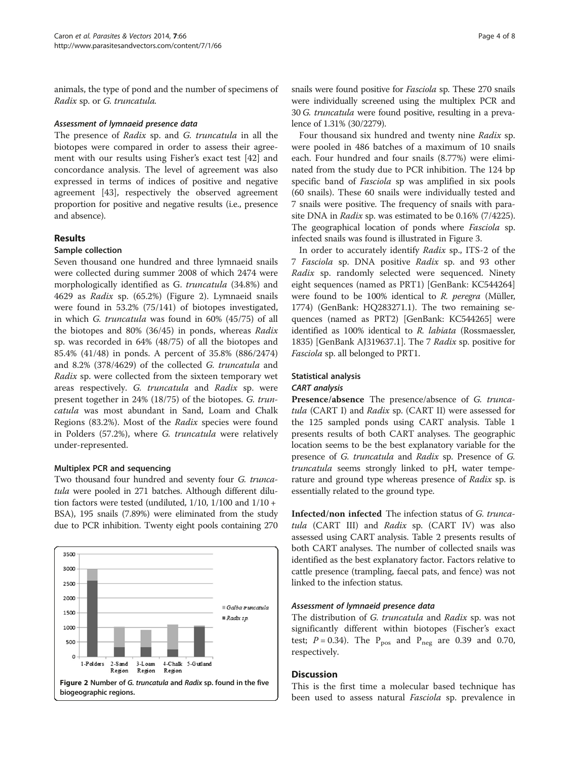animals, the type of pond and the number of specimens of *Radix* sp. or *G. truncatula.*

#### *Assessment of lymnaeid presence data*

The presence of *Radix* sp. and *G. truncatula* in all the biotopes were compared in order to assess their agreement with our results using Fisher's exact test [42] and concordance analysis. The level of agreement was also expressed in terms of indices of positive and negative agreement [43], respectively the observed agreement proportion for positive and negative results (i.e., presence and absence).

## Results

### Sample collection

Seven thousand one hundred and three lymnaeid snails were collected during summer 2008 of which 2474 were morphologically identified as G. *truncatula* (34.8%) and 4629 as *Radix* sp. (65.2%) (Figure 2). Lymnaeid snails were found in 53.2% (75/141) of biotopes investigated, in which *G. truncatula* was found in 60% (45/75) of all the biotopes and 80% (36/45) in ponds, whereas *Radix* sp. was recorded in 64% (48/75) of all the biotopes and 85.4% (41/48) in ponds. A percent of 35.8% (886/2474) and 8.2% (378/4629) of the collected *G. truncatula* and *Radix* sp. were collected from the sixteen temporary wet areas respectively. *G. truncatula* and *Radix* sp. were present together in 24% (18/75) of the biotopes. *G. truncatula* was most abundant in Sand, Loam and Chalk Regions (83.2%). Most of the *Radix* species were found in Polders (57.2%), where *G. truncatula* were relatively under-represented.

### Multiplex PCR and sequencing

Two thousand four hundred and seventy four *G. truncatula* were pooled in 271 batches. Although different dilution factors were tested (undiluted, 1/10, 1/100 and 1/10 + BSA), 195 snails (7.89%) were eliminated from the study due to PCR inhibition. Twenty eight pools containing 270

Figure 2 Number of *G. truncatula* and *Radix* sp. found in the five biogeographic regions.

snails were found positive for *Fasciola* sp. These 270 snails were individually screened using the multiplex PCR and 30 *G. truncatula* were found positive, resulting in a prevalence of 1.31% (30/2279).

Four thousand six hundred and twenty nine *Radix* sp. were pooled in 486 batches of a maximum of 10 snails each. Four hundred and four snails (8.77%) were eliminated from the study due to PCR inhibition. The 124 bp specific band of *Fasciola* sp was amplified in six pools (60 snails). These 60 snails were individually tested and 7 snails were positive. The frequency of snails with parasite DNA in *Radix* sp. was estimated to be 0.16% (7/4225). The geographical location of ponds where *Fasciola* sp. infected snails was found is illustrated in Figure 3.

In order to accurately identify *Radix* sp., ITS-2 of the 7 *Fasciola* sp. DNA positive *Radix* sp. and 93 other *Radix* sp. randomly selected were sequenced. Ninety eight sequences (named as PRT1) [GenBank: KC544264] were found to be 100% identical to *R. peregra* (Müller, 1774) (GenBank: HQ283271.1). The two remaining sequences (named as PRT2) [GenBank: KC544265] were identified as 100% identical to *R. labiata* (Rossmaessler, 1835) [GenBank AJ319637.1]. The 7 *Radix* sp. positive for *Fasciola* sp. all belonged to PRT1.

### Statistical analysis

#### *CART analysis*

**Presence/absence** The presence/absence of *G. truncatula* (CART I) and *Radix* sp. (CART II) were assessed for the 125 sampled ponds using CART analysis. Table 1 presents results of both CART analyses. The geographic location seems to be the best explanatory variable for the presence of *G. truncatula* and *Radix* sp. Presence of *G. truncatula* seems strongly linked to pH, water temperature and ground type whereas presence of *Radix* sp. is essentially related to the ground type.

**Infected/non infected** The infection status of *G. truncatula* (CART III) and *Radix* sp. (CART IV) was also assessed using CART analysis. Table 2 presents results of both CART analyses. The number of collected snails was identified as the best explanatory factor. Factors relative to cattle presence (trampling, faecal pats, and fence) was not linked to the infection status.

#### *Assessment of lymnaeid presence data*

The distribution of *G. truncatula* and *Radix* sp. was not significantly different within biotopes (Fischer's exact test; $P = 0.34$). The $P_{pos}$ and $P_{neg}$ are 0.39 and 0.70, respectively.

## Discussion

This is the first time a molecular based technique has been used to assess natural *Fasciola* sp. prevalence in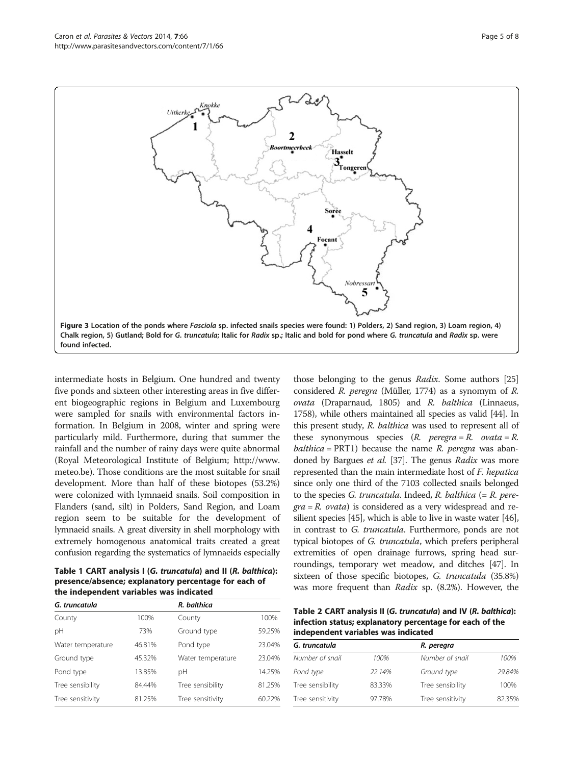**Figure 3 Location of the ponds where *Fasciola* sp. infected snails species were found: 1) Polders, 2) Sand region, 3) Loam region, 4) Chalk region, 5) Gutland; Bold for *G. truncatula*; Italic for *Radix* sp.; Italic and bold for pond where *G. truncatula* and *Radix* sp. were found infected.**

intermediate hosts in Belgium. One hundred and twenty five ponds and sixteen other interesting areas in five different biogeographic regions in Belgium and Luxembourg were sampled for snails with environmental factors information. In Belgium in 2008, winter and spring were particularly mild. Furthermore, during that summer the rainfall and the number of rainy days were quite abnormal (Royal Meteorological Institute of Belgium; http://www.meteo.be). Those conditions are the most suitable for snail development. More than half of these biotopes (53.2%) were colonized with lymnaeid snails. Soil composition in Flanders (sand, silt) in Polders, Sand Region, and Loam region seem to be suitable for the development of lymnaeid snails. A great diversity in shell morphology with extremely homogenous anatomical traits created a great confusion regarding the systematics of lymnaeids especially those belonging to the genus *Radix*. Some authors [25] considered *R. peregra* (Müller, 1774) as a synomym of *R. ovata* (Draparnaud, 1805) and *R. balthica* (Linnaeus, 1758), while others maintained all species as valid [44]. In this present study, *R. balthica* was used to represent all of these synonymous species (*R. peregra* = *R. ovata* = *R. balthica* = PRT1) because the name *R. peregra* was abandoned by Bargues *et al.* [37]. The genus *Radix* was more represented than the main intermediate host of *F. hepatica* since only one third of the 7103 collected snails belonged to the species *G. truncatula*. Indeed, *R. balthica* (= *R. peregra* = *R. ovata*) is considered as a very widespread and resilient species [45], which is able to live in waste water [46], in contrast to *G. truncatula*. Furthermore, ponds are not typical biotopes of *G. truncatula*, which prefers peripheral extremities of open drainage furrows, spring head surroundings, temporary wet meadow, and ditches [47]. In sixteen of those specific biotopes, *G. truncatula* (35.8%) was more frequent than *Radix* sp. (8.2%). However, the

**Table 1 CART analysis I (*G. truncatula*) and II (*R. balthica*): presence/absence; explanatory percentage for each of the independent variables was indicated**

| *G. truncatula* | | *R. balthica* | |
|---|---|---|---|
| County | 100% | County | 100% |
| pH | 73% | Ground type | 59.25% |
| Water temperature | 46.81% | Pond type | 23.04% |
| Ground type | 45.32% | Water temperature | 23.04% |
| Pond type | 13.85% | pH | 14.25% |
| Tree sensibility | 84.44% | Tree sensibility | 81.25% |
| Tree sensitivity | 81.25% | Tree sensitivity | 60.22% |

**Table 2 CART analysis II (*G. truncatula*) and IV (*R. balthica*): infection status; explanatory percentage for each of the independent variables was indicated**

| *G. truncatula* | | *R. peregra* | |
|---|---|---|---|
| *Number of snail* | *100%* | *Number of snail* | *100%* |
| *Pond type* | *22.14%* | *Ground type* | *29.84%* |
| Tree sensibility | 83.33% | Tree sensibility | 100% |
| Tree sensitivity | 97.78% | Tree sensitivity | 82.35% |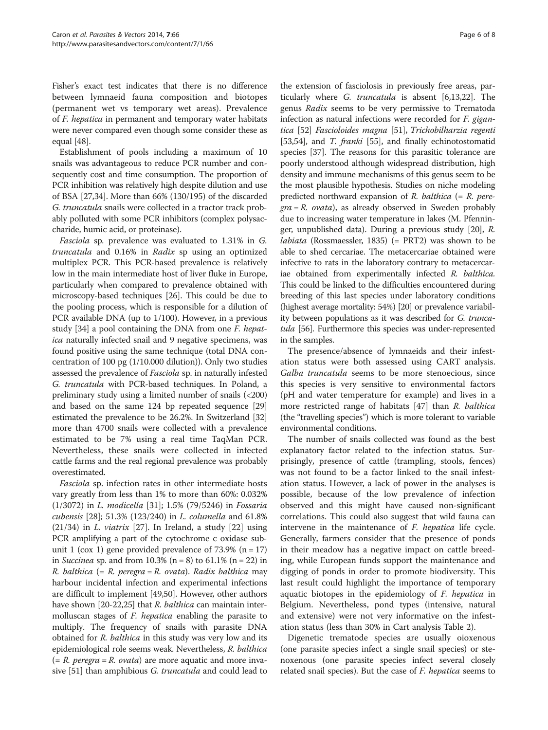Fisher's exact test indicates that there is no difference between lymnaeid fauna composition and biotopes (permanent wet vs temporary wet areas). Prevalence of *F. hepatica* in permanent and temporary water habitats were never compared even though some consider these as equal [48].

Establishment of pools including a maximum of 10 snails was advantageous to reduce PCR number and consequently cost and time consumption. The proportion of PCR inhibition was relatively high despite dilution and use of BSA [27,34]. More than 66% (130/195) of the discarded *G. truncatula* snails were collected in a tractor track probably polluted with some PCR inhibitors (complex polysaccharide, humic acid, or proteinase).

*Fasciola* sp. prevalence was evaluated to 1.31% in *G. truncatula* and 0.16% in *Radix* sp using an optimized multiplex PCR. This PCR-based prevalence is relatively low in the main intermediate host of liver fluke in Europe, particularly when compared to prevalence obtained with microscopy-based techniques [26]. This could be due to the pooling process, which is responsible for a dilution of PCR available DNA (up to 1/100). However, in a previous study [34] a pool containing the DNA from one *F. hepatica* naturally infected snail and 9 negative specimens, was found positive using the same technique (total DNA concentration of 100 pg (1/10.000 dilution)). Only two studies assessed the prevalence of *Fasciola* sp. in naturally infested *G. truncatula* with PCR-based techniques. In Poland, a preliminary study using a limited number of snails (<200) and based on the same 124 bp repeated sequence [29] estimated the prevalence to be 26.2%. In Switzerland [32] more than 4700 snails were collected with a prevalence estimated to be 7% using a real time TaqMan PCR. Nevertheless, these snails were collected in infected cattle farms and the real regional prevalence was probably overestimated.

*Fasciola* sp. infection rates in other intermediate hosts vary greatly from less than 1% to more than 60%: 0.032% (1/3072) in *L. modicella* [31]; 1.5% (79/5246) in *Fossaria cubensis* [28]; 51.3% (123/240) in *L. columella* and 61.8% (21/34) in *L. viatrix* [27]. In Ireland, a study [22] using PCR amplifying a part of the cytochrome c oxidase subunit 1 (cox 1) gene provided prevalence of 73.9% (n = 17) in *Succinea* sp. and from 10.3% (n = 8) to 61.1% (n = 22) in *R. balthica* (= *R. peregra* = *R. ovata*). *Radix balthica* may harbour incidental infection and experimental infections are difficult to implement [49,50]. However, other authors have shown [20-22,25] that *R. balthica* can maintain intermolluscan stages of *F. hepatica* enabling the parasite to multiply. The frequency of snails with parasite DNA obtained for *R. balthica* in this study was very low and its epidemiological role seems weak. Nevertheless, *R. balthica* (= *R. peregra* = *R. ovata*) are more aquatic and more invasive [51] than amphibious *G. truncatula* and could lead to the extension of fasciolosis in previously free areas, particularly where *G. truncatula* is absent [6,13,22]. The genus *Radix* seems to be very permissive to Trematoda infection as natural infections were recorded for *F. gigantica* [52] *Fascioloides magna* [51], *Trichobilharzia regenti* [53,54], and *T. franki* [55], and finally echinotostomatid species [37]. The reasons for this parasitic tolerance are poorly understood although widespread distribution, high density and immune mechanisms of this genus seem to be the most plausible hypothesis. Studies on niche modeling predicted northward expansion of *R. balthica* (= *R. peregra* = *R. ovata*), as already observed in Sweden probably due to increasing water temperature in lakes (M. Pfenninger, unpublished data). During a previous study [20], *R. labiata* (Rossmaessler, 1835) (= PRT2) was shown to be able to shed cercariae. The metacercariae obtained were infective to rats in the laboratory contrary to metacercariae obtained from experimentally infected *R. balthica.* This could be linked to the difficulties encountered during breeding of this last species under laboratory conditions (highest average mortality: 54%) [20] or prevalence variability between populations as it was described for *G. truncatula* [56]. Furthermore this species was under-represented in the samples.

The presence/absence of lymnaeids and their infestation status were both assessed using CART analysis. *Galba truncatula* seems to be more stenoecious, since this species is very sensitive to environmental factors (pH and water temperature for example) and lives in a more restricted range of habitats [47] than *R. balthica* (the "travelling species") which is more tolerant to variable environmental conditions.

The number of snails collected was found as the best explanatory factor related to the infection status. Surprisingly, presence of cattle (trampling, stools, fences) was not found to be a factor linked to the snail infestation status. However, a lack of power in the analyses is possible, because of the low prevalence of infection observed and this might have caused non-significant correlations. This could also suggest that wild fauna can intervene in the maintenance of *F. hepatica* life cycle. Generally, farmers consider that the presence of ponds in their meadow has a negative impact on cattle breeding, while European funds support the maintenance and digging of ponds in order to promote biodiversity. This last result could highlight the importance of temporary aquatic biotopes in the epidemiology of *F. hepatica* in Belgium. Nevertheless, pond types (intensive, natural and extensive) were not very informative on the infestation status (less than 30% in Cart analysis Table 2).

Digenetic trematode species are usually oioxenous (one parasite species infect a single snail species) or stenoxenous (one parasite species infect several closely related snail species). But the case of *F. hepatica* seems to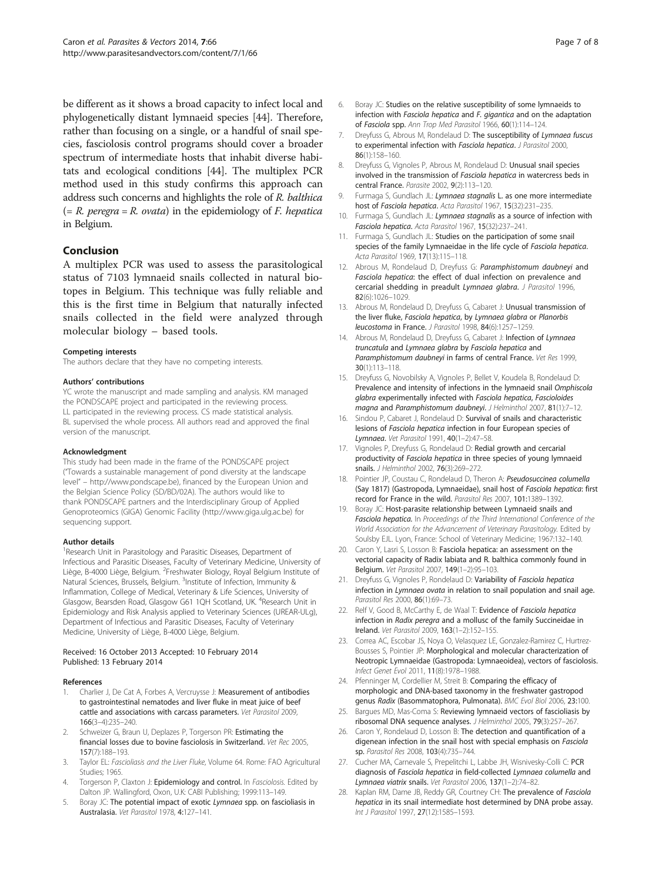be different as it shows a broad capacity to infect local and phylogenetically distant lymnaeid species [44]. Therefore, rather than focusing on a single, or a handful of snail species, fasciolosis control programs should cover a broader spectrum of intermediate hosts that inhabit diverse habitats and ecological conditions [44]. The multiplex PCR method used in this study confirms this approach can address such concerns and highlights the role of *R. balthica* (= *R. peregra* = *R. ovata*) in the epidemiology of *F. hepatica* in Belgium.

## Conclusion

A multiplex PCR was used to assess the parasitological status of 7103 lymnaeid snails collected in natural biotopes in Belgium. This technique was fully reliable and this is the first time in Belgium that naturally infected snails collected in the field were analyzed through molecular biology – based tools.

#### Competing interests

The authors declare that they have no competing interests.

#### Authors' contributions

YC wrote the manuscript and made sampling and analysis. KM managed the PONDSCAPE project and participated in the reviewing process. LL participated in the reviewing process. CS made statistical analysis. BL supervised the whole process. All authors read and approved the final version of the manuscript.

#### Acknowledgment

This study had been made in the frame of the PONDSCAPE project ("Towards a sustainable management of pond diversity at the landscape level" – http://www.pondscape.be), financed by the European Union and the Belgian Science Policy (SD/BD/02A). The authors would like to thank PONDSCAPE partners and the Interdisciplinary Group of Applied Genoproteomics (GIGA) Genomic Facility (http://www.giga.ulg.ac.be) for sequencing support.

#### Author details

[1]Research Unit in Parasitology and Parasitic Diseases, Department of Infectious and Parasitic Diseases, Faculty of Veterinary Medicine, University of Liège, B-4000 Liège, Belgium. [2]Freshwater Biology, Royal Belgium Institute of Natural Sciences, Brussels, Belgium. [3]Institute of Infection, Immunity & Inflammation, College of Medical, Veterinary & Life Sciences, University of Glasgow, Bearsden Road, Glasgow G61 1QH Scotland, UK. [4]Research Unit in Epidemiology and Risk Analysis applied to Veterinary Sciences (UREAR-ULg), Department of Infectious and Parasitic Diseases, Faculty of Veterinary Medicine, University of Liège, B-4000 Liège, Belgium.

Received: 16 October 2013 Accepted: 10 February 2014
Published: 13 February 2014

#### References

1. Charlier J, De Cat A, Forbes A, Vercruysse J: **Measurement of antibodies to gastrointestinal nematodes and liver fluke in meat juice of beef cattle and associations with carcass parameters.** *Vet Parasitol* 2009, **166**(3–4):235–240.
2. Schweizer G, Braun U, Deplazes P, Torgerson PR: **Estimating the financial losses due to bovine fasciolosis in Switzerland.** *Vet Rec* 2005, **157**(7):188–193.
3. Taylor EL: *Fascioliasis and the Liver Fluke*, Volume 64. Rome: FAO Agricultural Studies; 1965.
4. Torgerson P, Claxton J: **Epidemiology and control.** In *Fasciolosis*. Edited by Dalton JP. Wallingford, Oxon, U.K: CABI Publishing; 1999:113–149.
5. Boray JC: **The potential impact of exotic *Lymnaea* spp. on fascioliasis in Australasia.** *Vet Parasitol* 1978, **4**:127–141.
6. Boray JC: **Studies on the relative susceptibility of some lymnaeids to infection with *Fasciola hepatica* and *F. gigantica* and on the adaptation of *Fasciola* spp.** *Ann Trop Med Parasitol* 1966, **60**(1):114–124.
7. Dreyfuss G, Abrous M, Rondelaud D: **The susceptibility of *Lymnaea fuscus* to experimental infection with *Fasciola hepatica*.** *J Parasitol* 2000, **86**(1):158–160.
8. Dreyfuss G, Vignoles P, Abrous M, Rondelaud D: **Unusual snail species involved in the transmission of *Fasciola hepatica* in watercress beds in central France.** *Parasite* 2002, **9**(2):113–120.
9. Furmaga S, Gundlach JL: ***Lymnaea stagnalis* L. as one more intermediate host of *Fasciola hepatica*.** *Acta Parasitol* 1967, **15**(32):231–235.
10. Furmaga S, Gundlach JL: ***Lymnaea stagnalis* as a source of infection with *Fasciola hepatica*.** *Acta Parasitol* 1967, **15**(32):237–241.
11. Furmaga S, Gundlach JL: **Studies on the participation of some snail species of the family Lymnaeidae in the life cycle of *Fasciola hepatica*.** *Acta Parasitol* 1969, **17**(13):115–118.
12. Abrous M, Rondelaud D, Dreyfuss G: ***Paramphistomum daubneyi* and *Fasciola hepatica*: the effect of dual infection on prevalence and cercarial shedding in preadult *Lymnaea glabra*.** *J Parasitol* 1996, **82**(6):1026–1029.
13. Abrous M, Rondelaud D, Dreyfuss G, Cabaret J: **Unusual transmission of the liver fluke, *Fasciola hepatica*, by *Lymnaea glabra* or *Planorbis leucostoma* in France.** *J Parasitol* 1998, **84**(6):1257–1259.
14. Abrous M, Rondelaud D, Dreyfuss G, Cabaret J: **Infection of *Lymnaea truncatula* and *Lymnaea glabra* by *Fasciola hepatica* and *Paramphistomum daubneyi* in farms of central France.** *Vet Res* 1999, **30**(1):113–118.
15. Dreyfuss G, Novobilsky A, Vignoles P, Bellet V, Koudela B, Rondelaud D: **Prevalence and intensity of infections in the lymnaeid snail *Omphiscola glabra* experimentally infected with *Fasciola hepatica*, *Fascioloides magna* and *Paramphistomum daubneyi*.** *J Helminthol* 2007, **81**(1):7–12.
16. Sindou P, Cabaret J, Rondelaud D: **Survival of snails and characteristic lesions of *Fasciola hepatica* infection in four European species of *Lymnaea*.** *Vet Parasitol* 1991, **40**(1–2):47–58.
17. Vignoles P, Dreyfuss G, Rondelaud D: **Redial growth and cercarial productivity of *Fasciola hepatica* in three species of young lymnaeid snails.** *J Helminthol* 2002, **76**(3):269–272.
18. Pointier JP, Coustau C, Rondelaud D, Theron A: ***Pseudosuccinea columella* (Say 1817) (Gastropoda, Lymnaeidae), snail host of *Fasciola hepatica*: first record for France in the wild.** *Parasitol Res* 2007, **101**:1389–1392.
19. Boray JC: **Host-parasite relationship between Lymnaeid snails and *Fasciola hepatica*.** In *Proceedings of the Third International Conference of the World Association for the Advancement of Veterinary Parasitology*. Edited by Soulsby EJL. Lyon, France: School of Veterinary Medicine; 1967:132–140.
20. Caron Y, Lasri S, Losson B: **Fasciola hepatica: an assessment on the vectorial capacity of Radix labiata and R. balthica commonly found in Belgium.** *Vet Parasitol* 2007, **149**(1–2):95–103.
21. Dreyfuss G, Vignoles P, Rondelaud D: **Variability of *Fasciola hepatica* infection in *Lymnaea ovata* in relation to snail population and snail age.** *Parasitol Res* 2000, **86**(1):69–73.
22. Relf V, Good B, McCarthy E, de Waal T: **Evidence of *Fasciola hepatica* infection in *Radix peregra* and a mollusc of the family Succineidae in Ireland.** *Vet Parasitol* 2009, **163**(1–2):152–155.
23. Correa AC, Escobar JS, Noya O, Velasquez LE, Gonzalez-Ramirez C, Hurtrez-Bousses S, Pointier JP: **Morphological and molecular characterization of Neotropic Lymnaeidae (Gastropoda: Lymnaeoidea), vectors of fasciolosis.** *Infect Genet Evol* 2011, **11**(8):1978–1988.
24. Pfenninger M, Cordellier M, Streit B: **Comparing the efficacy of morphologic and DNA-based taxonomy in the freshwater gastropod genus *Radix* (Basommatophora, Pulmonata).** *BMC Evol Biol* 2006, **23**:100.
25. Bargues MD, Mas-Coma S: **Reviewing lymnaeid vectors of fascioliasis by ribosomal DNA sequence analyses.** *J Helminthol* 2005, **79**(3):257–267.
26. Caron Y, Rondelaud D, Losson B: **The detection and quantification of a digenean infection in the snail host with special emphasis on *Fasciola* sp.** *Parasitol Res* 2008, **103**(4):735–744.
27. Cucher MA, Carnevale S, Prepelitchi L, Labbe JH, Wisnivesky-Colli C: **PCR diagnosis of *Fasciola hepatica* in field-collected *Lymnaea columella* and *Lymnaea viatrix* snails.** *Vet Parasitol* 2006, **137**(1–2):74–82.
28. Kaplan RM, Dame JB, Reddy GR, Courtney CH: **The prevalence of *Fasciola hepatica* in its snail intermediate host determined by DNA probe assay.** *Int J Parasitol* 1997, **27**(12):1585–1593.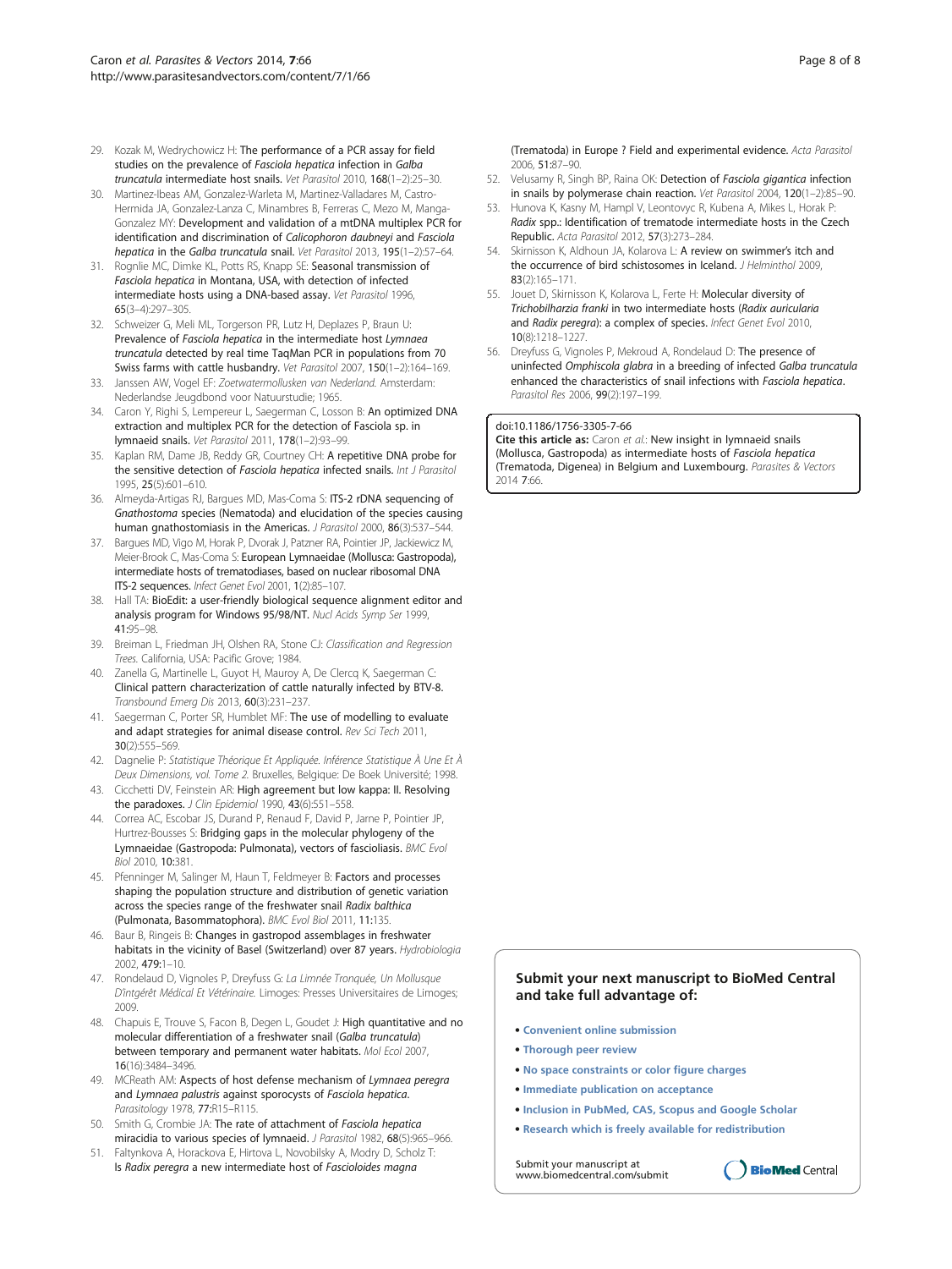29. Kozak M, Wedrychowicz H: The performance of a PCR assay for field studies on the prevalence of *Fasciola hepatica* infection in *Galba truncatula* intermediate host snails. *Vet Parasitol* 2010, **168**(1–2):25–30.
30. Martinez-Ibeas AM, Gonzalez-Warleta M, Martinez-Valladares M, Castro-Hermida JA, Gonzalez-Lanza C, Minambres B, Ferreras C, Mezo M, Manga-Gonzalez MY: Development and validation of a mtDNA multiplex PCR for identification and discrimination of *Calicophoron daubneyi* and *Fasciola hepatica* in the *Galba truncatula* snail. *Vet Parasitol* 2013, **195**(1–2):57–64.
31. Rognlie MC, Dimke KL, Potts RS, Knapp SE: Seasonal transmission of *Fasciola hepatica* in Montana, USA, with detection of infected intermediate hosts using a DNA-based assay. *Vet Parasitol* 1996, **65**(3–4):297–305.
32. Schweizer G, Meli ML, Torgerson PR, Lutz H, Deplazes P, Braun U: Prevalence of *Fasciola hepatica* in the intermediate host *Lymnaea truncatula* detected by real time TaqMan PCR in populations from 70 Swiss farms with cattle husbandry. *Vet Parasitol* 2007, **150**(1–2):164–169.
33. Janssen AW, Vogel EF: *Zoetwatermollusken van Nederland.* Amsterdam: Nederlandse Jeugdbond voor Natuurstudie; 1965.
34. Caron Y, Righi S, Lempereur L, Saegerman C, Losson B: An optimized DNA extraction and multiplex PCR for the detection of Fasciola sp. in lymnaeid snails. *Vet Parasitol* 2011, **178**(1–2):93–99.
35. Kaplan RM, Dame JB, Reddy GR, Courtney CH: A repetitive DNA probe for the sensitive detection of *Fasciola hepatica* infected snails. *Int J Parasitol* 1995, **25**(5):601–610.
36. Almeyda-Artigas RJ, Bargues MD, Mas-Coma S: ITS-2 rDNA sequencing of *Gnathostoma* species (Nematoda) and elucidation of the species causing human gnathostomiasis in the Americas. *J Parasitol* 2000, **86**(3):537–544.
37. Bargues MD, Vigo M, Horak P, Dvorak J, Patzner RA, Pointier JP, Jackiewicz M, Meier-Brook C, Mas-Coma S: European Lymnaeidae (Mollusca: Gastropoda), intermediate hosts of trematodiases, based on nuclear ribosomal DNA ITS-2 sequences. *Infect Genet Evol* 2001, **1**(2):85–107.
38. Hall TA: BioEdit: a user-friendly biological sequence alignment editor and analysis program for Windows 95/98/NT. *Nucl Acids Symp Ser* 1999, **41**:95–98.
39. Breiman L, Friedman JH, Olshen RA, Stone CJ: *Classification and Regression Trees.* California, USA: Pacific Grove; 1984.
40. Zanella G, Martinelle L, Guyot H, Mauroy A, De Clercq K, Saegerman C: Clinical pattern characterization of cattle naturally infected by BTV-8. *Transbound Emerg Dis* 2013, **60**(3):231–237.
41. Saegerman C, Porter SR, Humblet MF: The use of modelling to evaluate and adapt strategies for animal disease control. *Rev Sci Tech* 2011, **30**(2):555–569.
42. Dagnelie P: *Statistique Théorique Et Appliquée. Inférence Statistique À Une Et À Deux Dimensions, vol. Tome 2.* Bruxelles, Belgique: De Boek Université; 1998.
43. Cicchetti DV, Feinstein AR: High agreement but low kappa: II. Resolving the paradoxes. *J Clin Epidemiol* 1990, **43**(6):551–558.
44. Correa AC, Escobar JS, Durand P, Renaud F, David P, Jarne P, Pointier JP, Hurtrez-Bousses S: Bridging gaps in the molecular phylogeny of the Lymnaeidae (Gastropoda: Pulmonata), vectors of fascioliasis. *BMC Evol Biol* 2010, **10**:381.
45. Pfenninger M, Salinger M, Haun T, Feldmeyer B: Factors and processes shaping the population structure and distribution of genetic variation across the species range of the freshwater snail *Radix balthica* (Pulmonata, Basommatophora). *BMC Evol Biol* 2011, **11**:135.
46. Baur B, Ringeis B: Changes in gastropod assemblages in freshwater habitats in the vicinity of Basel (Switzerland) over 87 years. *Hydrobiologia* 2002, **479**:1–10.
47. Rondelaud D, Vignoles P, Dreyfuss G: *La Limnée Tronquée, Un Mollusque D'intérêt Médical Et Vétérinaire.* Limoges: Presses Universitaires de Limoges; 2009.
48. Chapuis E, Trouve S, Facon B, Degen L, Goudet J: High quantitative and no molecular differentiation of a freshwater snail (*Galba truncatula*) between temporary and permanent water habitats. *Mol Ecol* 2007, **16**(16):3484–3496.
49. MCReath AM: Aspects of host defense mechanism of *Lymnaea peregra* and *Lymnaea palustris* against sporocysts of *Fasciola hepatica*. *Parasitology* 1978, **77**:R15–R115.
50. Smith G, Crombie JA: The rate of attachment of *Fasciola hepatica* miracidia to various species of lymnaeid. *J Parasitol* 1982, **68**(5):965–966.
51. Faltynkova A, Horackova E, Hirtova L, Novobilsky A, Modry D, Scholz T: Is *Radix peregra* a new intermediate host of *Fascioloides magna* (Trematoda) in Europe ? Field and experimental evidence. *Acta Parasitol* 2006, **51**:87–90.
52. Velusamy R, Singh BP, Raina OK: Detection of *Fasciola gigantica* infection in snails by polymerase chain reaction. *Vet Parasitol* 2004, **120**(1–2):85–90.
53. Hunova K, Kasny M, Hampl V, Leontovyc R, Kubena A, Mikes L, Horak P: *Radix* spp.: Identification of trematode intermediate hosts in the Czech Republic. *Acta Parasitol* 2012, **57**(3):273–284.
54. Skirnisson K, Aldhoun JA, Kolarova L: A review on swimmer's itch and the occurrence of bird schistosomes in Iceland. *J Helminthol* 2009, **83**(2):165–171.
55. Jouet D, Skirnisson K, Kolarova L, Ferte H: Molecular diversity of *Trichobilharzia franki* in two intermediate hosts (*Radix auricularia* and *Radix peregra*): a complex of species. *Infect Genet Evol* 2010, **10**(8):1218–1227.
56. Dreyfuss G, Vignoles P, Mekroud A, Rondelaud D: The presence of uninfected *Omphiscola glabra* in a breeding of infected *Galba truncatula* enhanced the characteristics of snail infections with *Fasciola hepatica*. *Parasitol Res* 2006, **99**(2):197–199.

doi:10.1186/1756-3305-7-66

**Cite this article as:** Caron *et al.*: New insight in lymnaeid snails (Mollusca, Gastropoda) as intermediate hosts of *Fasciola hepatica* (Trematoda, Digenea) in Belgium and Luxembourg. *Parasites & Vectors* 2014 **7**:66.

**Submit your next manuscript to BioMed Central and take full advantage of:**

- Convenient online submission
- Thorough peer review
- No space constraints or color figure charges
- Immediate publication on acceptance
- Inclusion in PubMed, CAS, Scopus and Google Scholar
- Research which is freely available for redistribution

Submit your manuscript at www.biomedcentral.com/submit

BioMed Central